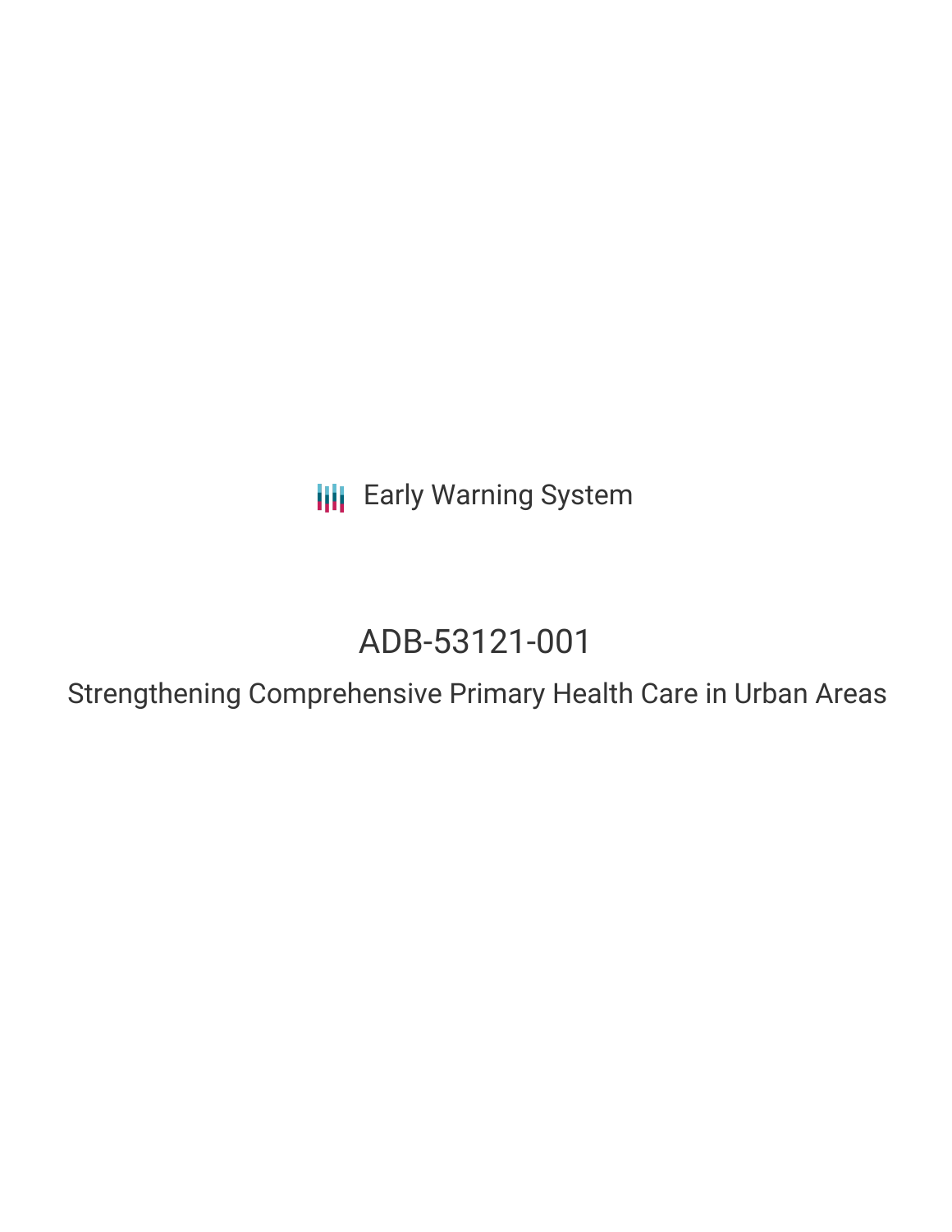Early Warning System

# ADB-53121-001

## Strengthening Comprehensive Primary Health Care in Urban Areas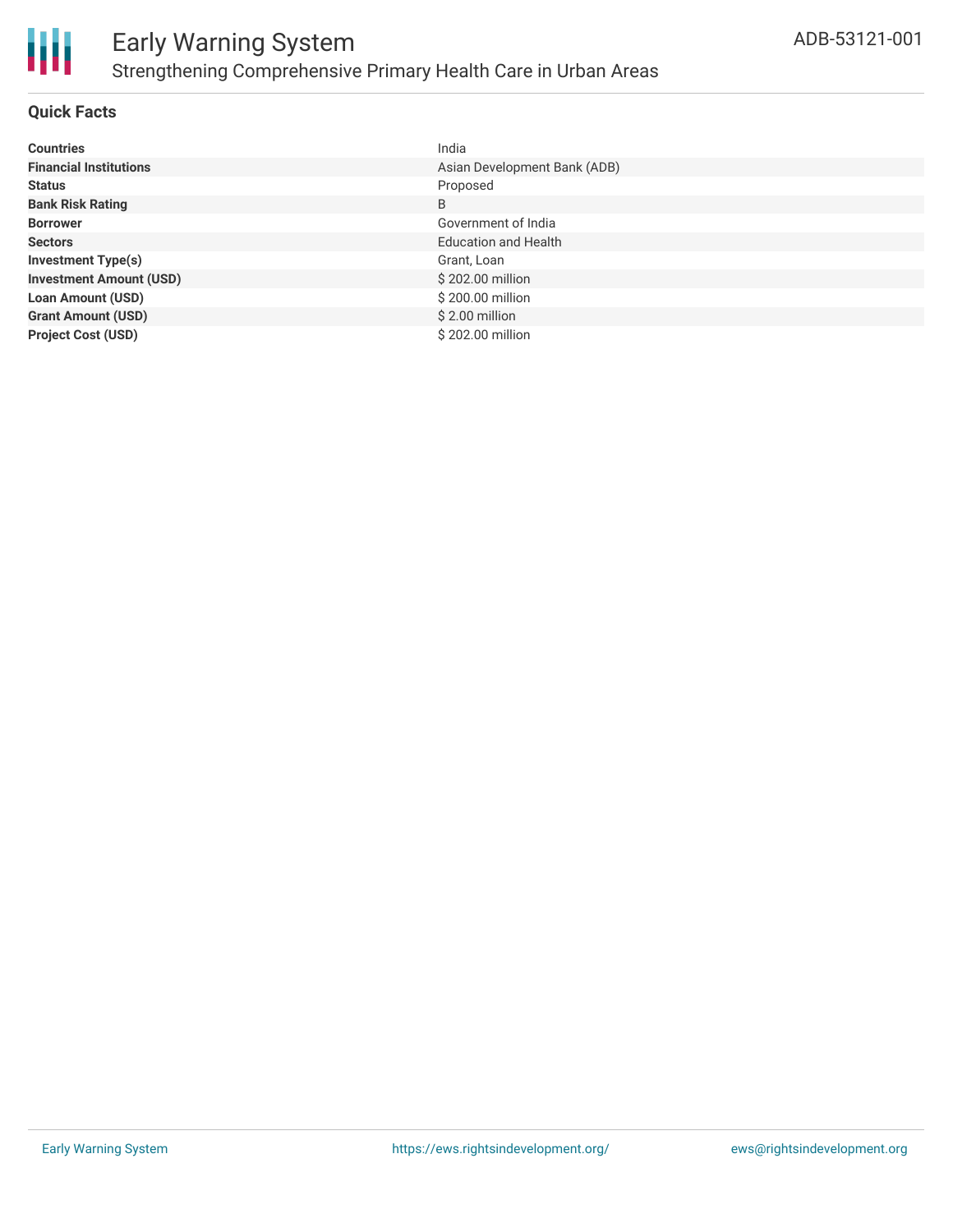# Early Warning System

## Strengthening Comprehensive Primary Health Care in Urban Areas

ADB-53121-001

### Quick Facts

| | |
|---|---|
| **Countries** | India |
| **Financial Institutions** | Asian Development Bank (ADB) |
| **Status** | Proposed |
| **Bank Risk Rating** | B |
| **Borrower** | Government of India |
| **Sectors** | Education and Health |
| **Investment Type(s)** | Grant, Loan |
| **Investment Amount (USD)** | $ 202.00 million |
| **Loan Amount (USD)** | $ 200.00 million |
| **Grant Amount (USD)** | $ 2.00 million |
| **Project Cost (USD)** | $ 202.00 million |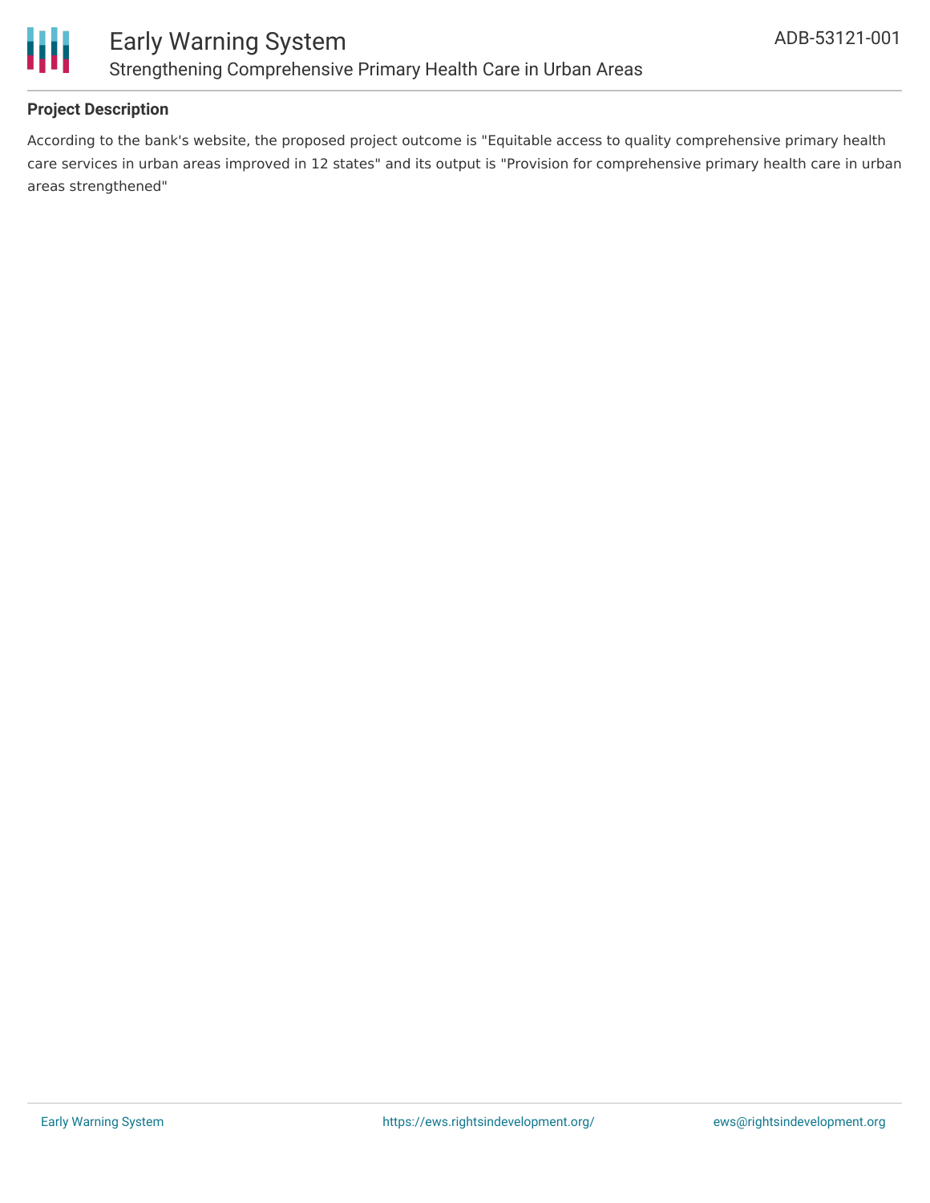**Project Description**

According to the bank's website, the proposed project outcome is "Equitable access to quality comprehensive primary health care services in urban areas improved in 12 states" and its output is "Provision for comprehensive primary health care in urban areas strengthened"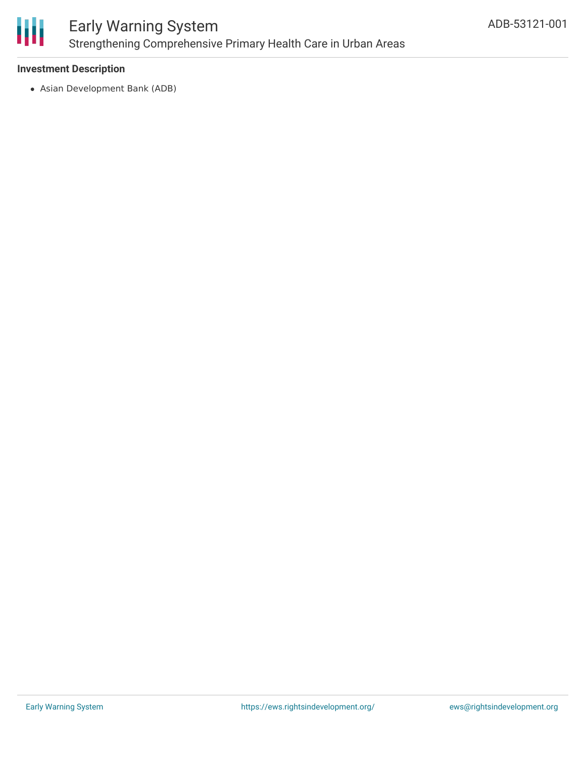### Investment Description

- Asian Development Bank (ADB)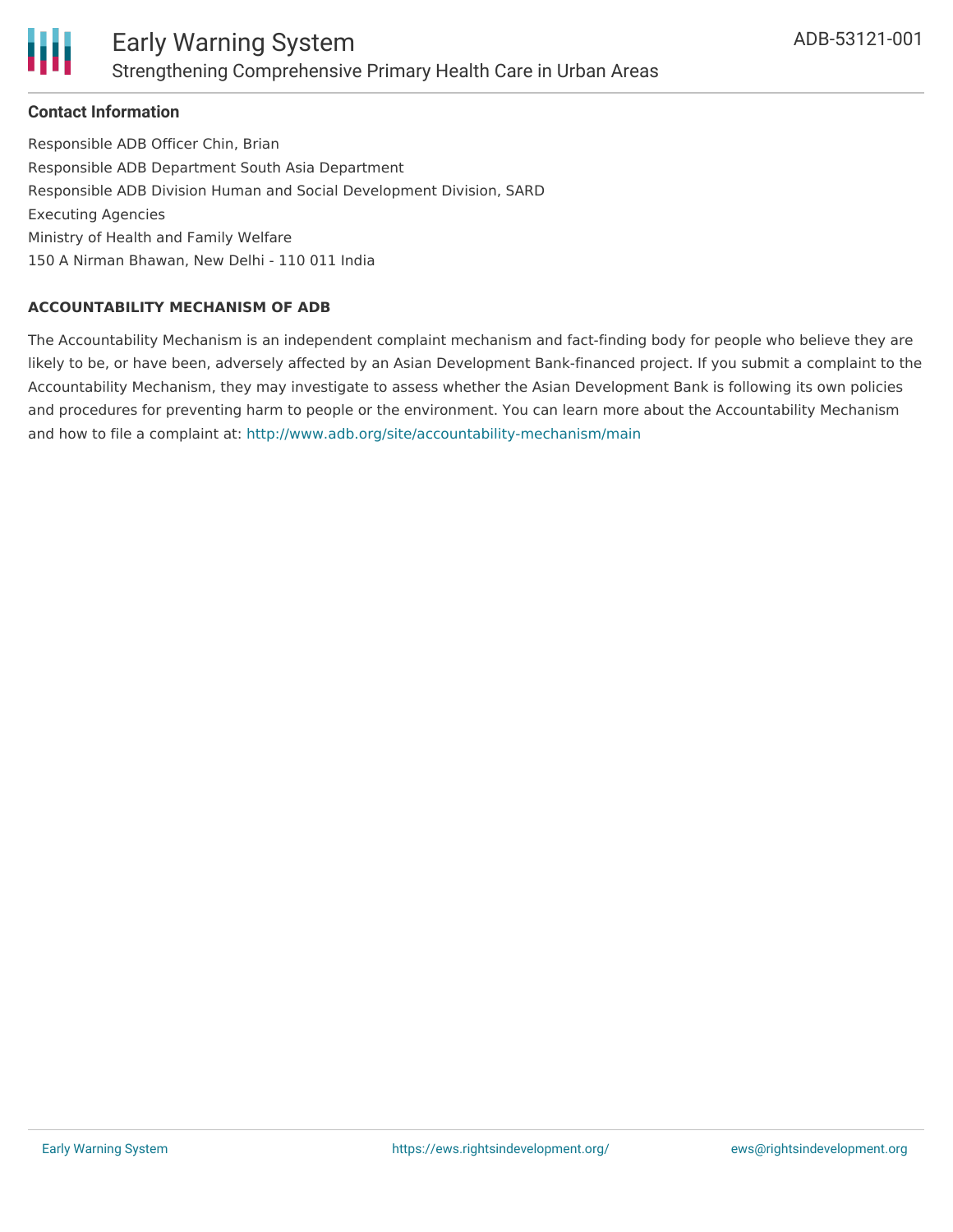### Contact Information

Responsible ADB Officer Chin, Brian
Responsible ADB Department South Asia Department
Responsible ADB Division Human and Social Development Division, SARD
Executing Agencies
Ministry of Health and Family Welfare
150 A Nirman Bhawan, New Delhi - 110 011 India

#### ACCOUNTABILITY MECHANISM OF ADB

The Accountability Mechanism is an independent complaint mechanism and fact-finding body for people who believe they are likely to be, or have been, adversely affected by an Asian Development Bank-financed project. If you submit a complaint to the Accountability Mechanism, they may investigate to assess whether the Asian Development Bank is following its own policies and procedures for preventing harm to people or the environment. You can learn more about the Accountability Mechanism and how to file a complaint at: http://www.adb.org/site/accountability-mechanism/main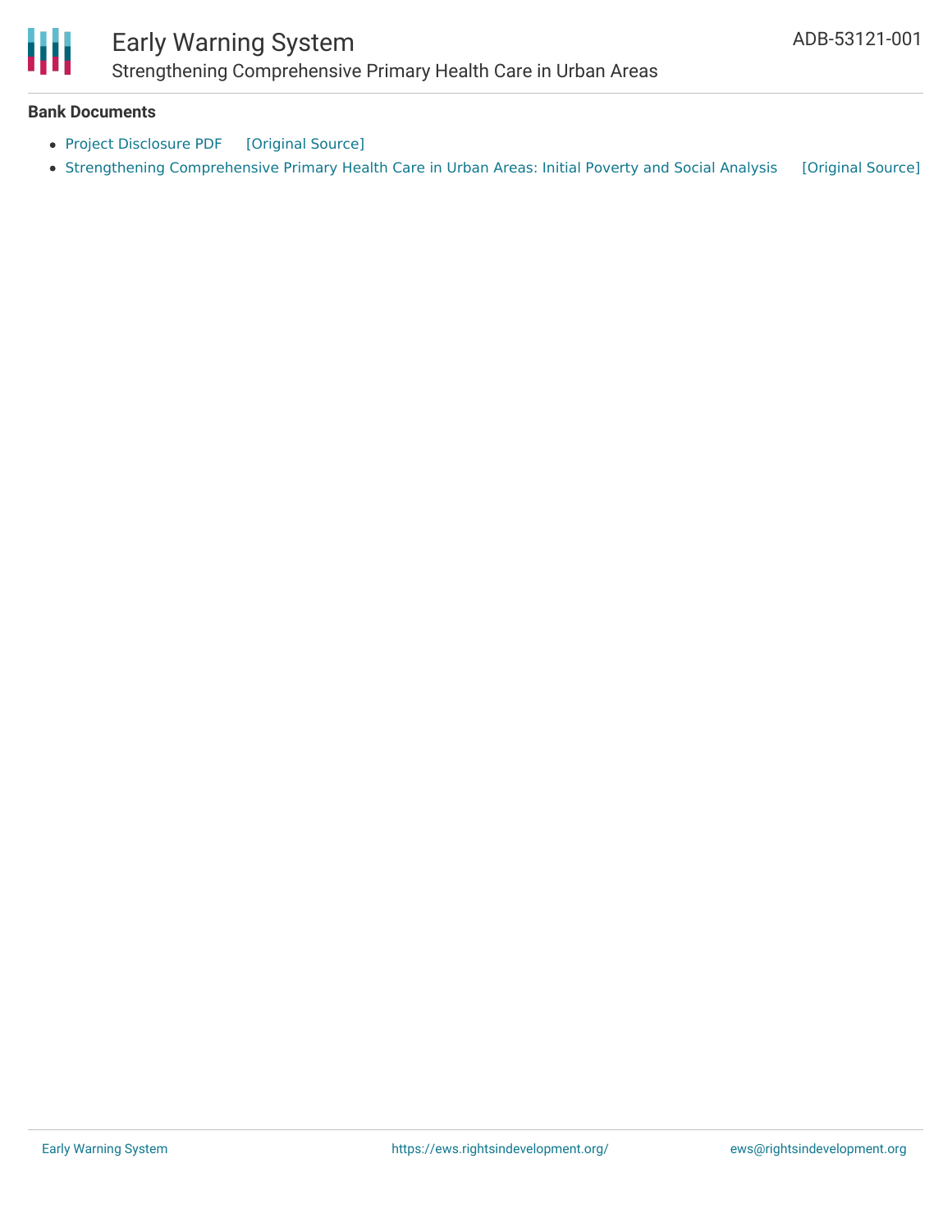**Bank Documents**

- Project Disclosure PDF [Original Source]
- Strengthening Comprehensive Primary Health Care in Urban Areas: Initial Poverty and Social Analysis [Original Source]